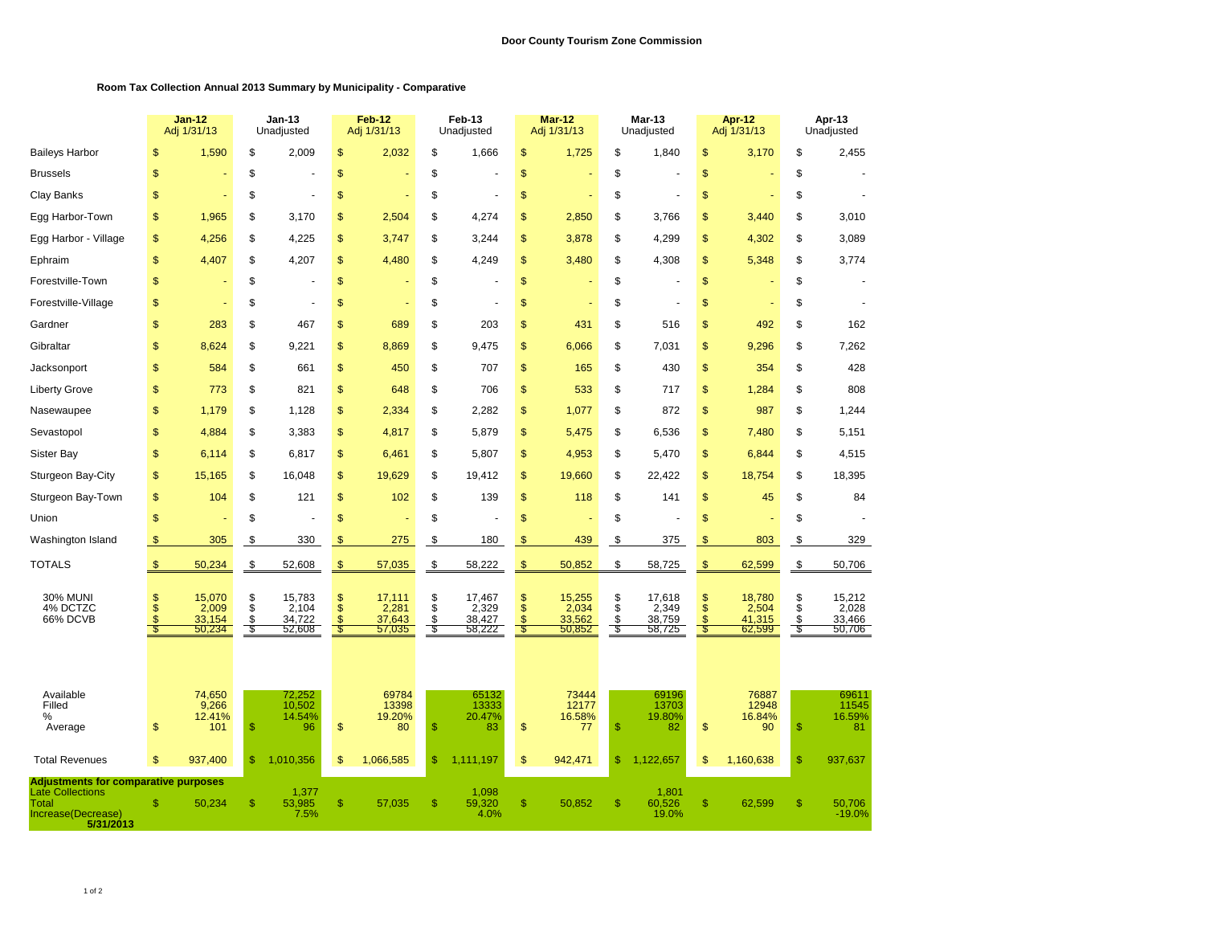**Door County Tourism Zone Commission**

**Room Tax Collection Annual 2013 Summary by Municipality - Comparative**

| | **Jan-12** Adj 1/31/13 | **Jan-13** Unadjusted | **Feb-12** Adj 1/31/13 | **Feb-13** Unadjusted | **Mar-12** Adj 1/31/13 | **Mar-13** Unadjusted | **Apr-12** Adj 1/31/13 | **Apr-13** Unadjusted |
|---|---|---|---|---|---|---|---|---|
| Baileys Harbor | $ 1,590 | $ 2,009 | $ 2,032 | $ 1,666 | $ 1,725 | $ 1,840 | $ 3,170 | $ 2,455 |
| Brussels | $ - | $ - | $ - | $ - | $ - | $ - | $ - | $ - |
| Clay Banks | $ - | $ - | $ - | $ - | $ - | $ - | $ - | $ - |
| Egg Harbor-Town | $ 1,965 | $ 3,170 | $ 2,504 | $ 4,274 | $ 2,850 | $ 3,766 | $ 3,440 | $ 3,010 |
| Egg Harbor - Village | $ 4,256 | $ 4,225 | $ 3,747 | $ 3,244 | $ 3,878 | $ 4,299 | $ 4,302 | $ 3,089 |
| Ephraim | $ 4,407 | $ 4,207 | $ 4,480 | $ 4,249 | $ 3,480 | $ 4,308 | $ 5,348 | $ 3,774 |
| Forestville-Town | $ - | $ - | $ - | $ - | $ - | $ - | $ - | $ - |
| Forestville-Village | $ - | $ - | $ - | $ - | $ - | $ - | $ - | $ - |
| Gardner | $ 283 | $ 467 | $ 689 | $ 203 | $ 431 | $ 516 | $ 492 | $ 162 |
| Gibraltar | $ 8,624 | $ 9,221 | $ 8,869 | $ 9,475 | $ 6,066 | $ 7,031 | $ 9,296 | $ 7,262 |
| Jacksonport | $ 584 | $ 661 | $ 450 | $ 707 | $ 165 | $ 430 | $ 354 | $ 428 |
| Liberty Grove | $ 773 | $ 821 | $ 648 | $ 706 | $ 533 | $ 717 | $ 1,284 | $ 808 |
| Nasewaupee | $ 1,179 | $ 1,128 | $ 2,334 | $ 2,282 | $ 1,077 | $ 872 | $ 987 | $ 1,244 |
| Sevastopol | $ 4,884 | $ 3,383 | $ 4,817 | $ 5,879 | $ 5,475 | $ 6,536 | $ 7,480 | $ 5,151 |
| Sister Bay | $ 6,114 | $ 6,817 | $ 6,461 | $ 5,807 | $ 4,953 | $ 5,470 | $ 6,844 | $ 4,515 |
| Sturgeon Bay-City | $ 15,165 | $ 16,048 | $ 19,629 | $ 19,412 | $ 19,660 | $ 22,422 | $ 18,754 | $ 18,395 |
| Sturgeon Bay-Town | $ 104 | $ 121 | $ 102 | $ 139 | $ 118 | $ 141 | $ 45 | $ 84 |
| Union | $ - | $ - | $ - | $ - | $ - | $ - | $ - | $ - |
| Washington Island | $ 305 | $ 330 | $ 275 | $ 180 | $ 439 | $ 375 | $ 803 | $ 329 |
| TOTALS | $ 50,234 | $ 52,608 | $ 57,035 | $ 58,222 | $ 50,852 | $ 58,725 | $ 62,599 | $ 50,706 |
| 30% MUNI | $ 15,070 | $ 15,783 | $ 17,111 | $ 17,467 | $ 15,255 | $ 17,618 | $ 18,780 | $ 15,212 |
| 4% DCTZC | $ 2,009 | $ 2,104 | $ 2,281 | $ 2,329 | $ 2,034 | $ 2,349 | $ 2,504 | $ 2,028 |
| 66% DCVB | $ 33,154 | $ 34,722 | $ 37,643 | $ 38,427 | $ 33,562 | $ 38,759 | $ 41,315 | $ 33,466 |
| | $ 50,234 | $ 52,608 | $ 57,035 | $ 58,222 | $ 50,852 | $ 58,725 | $ 62,599 | $ 50,706 |
| Available | 74,650 | 72,252 | 69784 | 65132 | 73444 | 69196 | 76887 | 69611 |
| Filled | 9,266 | 10,502 | 13398 | 13333 | 12177 | 13703 | 12948 | 11545 |
| % | 12.41% | 14.54% | 19.20% | 20.47% | 16.58% | 19.80% | 16.84% | 16.59% |
| Average | $ 101 | $ 96 | $ 80 | $ 83 | $ 77 | $ 82 | $ 90 | $ 81 |
| Total Revenues | $ 937,400 | $ 1,010,356 | $ 1,066,585 | $ 1,111,197 | $ 942,471 | $ 1,122,657 | $ 1,160,638 | $ 937,637 |
| **Adjustments for comparative purposes** | | | | | | | | |
| Late Collections | | 1,377 | | 1,098 | | 1,801 | | |
| Total | $ 50,234 | $ 53,985 | $ 57,035 | $ 59,320 | $ 50,852 | $ 60,526 | $ 62,599 | $ 50,706 |
| Increase(Decrease) | | 7.5% | | 4.0% | | 19.0% | | -19.0% |
| **5/31/2013** | | | | | | | | |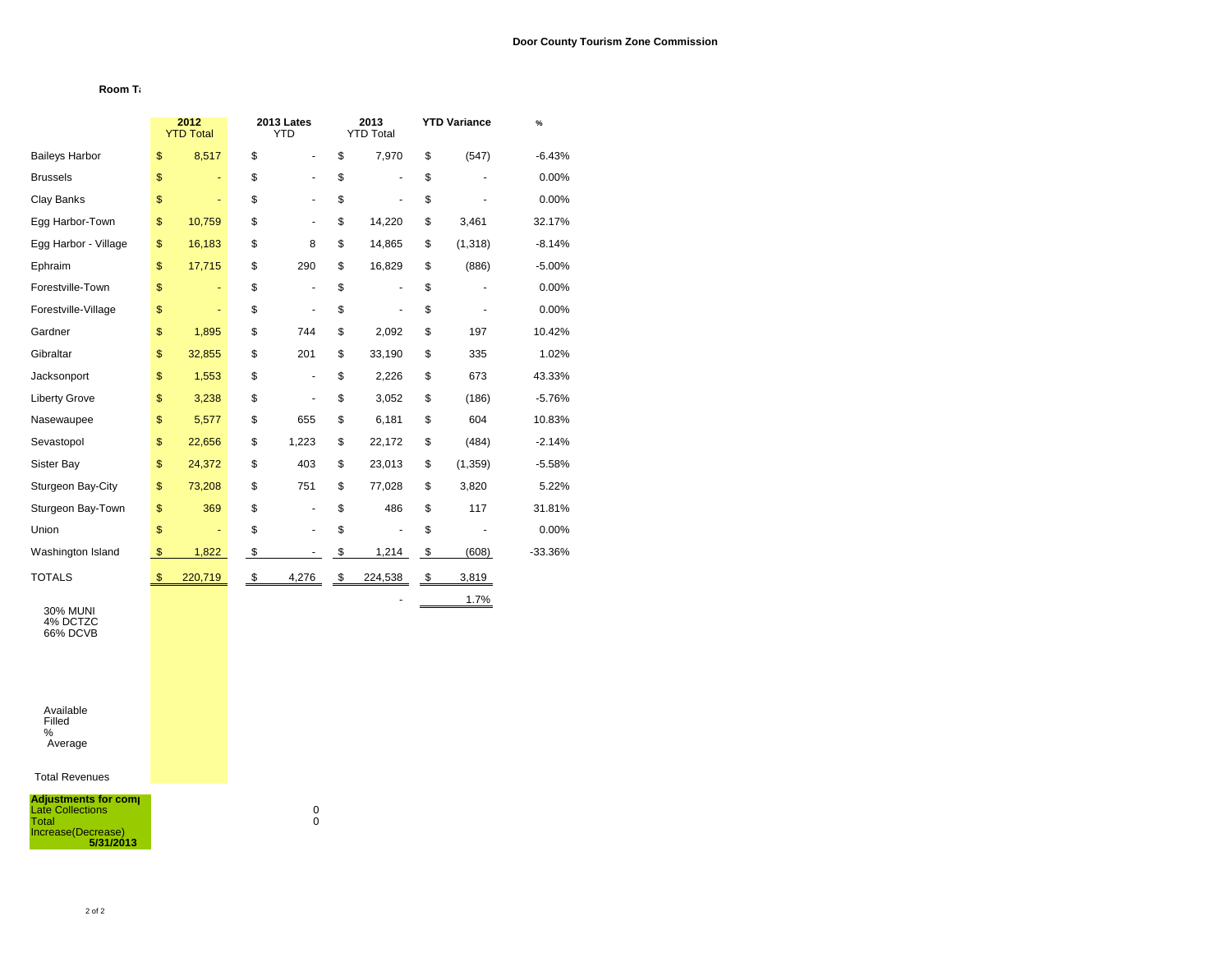**Door County Tourism Zone Commission**

**Room Ta**

| | 2012 YTD Total | 2013 Lates YTD | 2013 YTD Total | YTD Variance | % |
|---|---|---|---|---|---|
| Baileys Harbor | $ 8,517 | $ - | $ 7,970 | $ (547) | -6.43% |
| Brussels | $ - | $ - | $ - | $ - | 0.00% |
| Clay Banks | $ - | $ - | $ - | $ - | 0.00% |
| Egg Harbor-Town | $ 10,759 | $ - | $ 14,220 | $ 3,461 | 32.17% |
| Egg Harbor - Village | $ 16,183 | $ 8 | $ 14,865 | $ (1,318) | -8.14% |
| Ephraim | $ 17,715 | $ 290 | $ 16,829 | $ (886) | -5.00% |
| Forestville-Town | $ - | $ - | $ - | $ - | 0.00% |
| Forestville-Village | $ - | $ - | $ - | $ - | 0.00% |
| Gardner | $ 1,895 | $ 744 | $ 2,092 | $ 197 | 10.42% |
| Gibraltar | $ 32,855 | $ 201 | $ 33,190 | $ 335 | 1.02% |
| Jacksonport | $ 1,553 | $ - | $ 2,226 | $ 673 | 43.33% |
| Liberty Grove | $ 3,238 | $ - | $ 3,052 | $ (186) | -5.76% |
| Nasewaupee | $ 5,577 | $ 655 | $ 6,181 | $ 604 | 10.83% |
| Sevastopol | $ 22,656 | $ 1,223 | $ 22,172 | $ (484) | -2.14% |
| Sister Bay | $ 24,372 | $ 403 | $ 23,013 | $ (1,359) | -5.58% |
| Sturgeon Bay-City | $ 73,208 | $ 751 | $ 77,028 | $ 3,820 | 5.22% |
| Sturgeon Bay-Town | $ 369 | $ - | $ 486 | $ 117 | 31.81% |
| Union | $ - | $ - | $ - | $ - | 0.00% |
| Washington Island | $ 1,822 | $ - | $ 1,214 | $ (608) | -33.36% |
| TOTALS | $ 220,719 | $ 4,276 | $ 224,538 | $ 3,819 | |
| | | | - | 1.7% | |

30% MUNI
4% DCTZC
66% DCVB

Available
Filled
%
Average

Total Revenues

**Adjustments for comp**
Late Collections 0
Total 0
Increase(Decrease)
**5/31/2013**